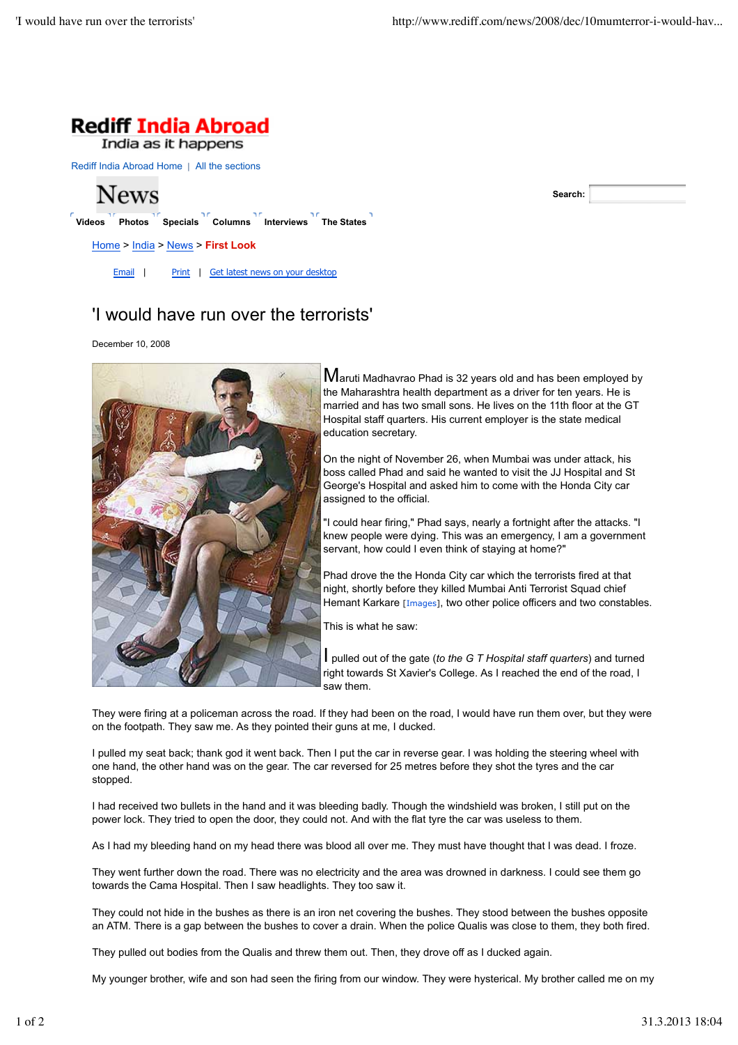Rediff India Abroad
India as it happens

Rediff India Abroad Home | All the sections

News

Search:

Videos Photos Specials Columns Interviews The States

Home > India > News > **First Look**

Email | Print | Get latest news on your desktop

# 'I would have run over the terrorists'

December 10, 2008

Maruti Madhavrao Phad is 32 years old and has been employed by the Maharashtra health department as a driver for ten years. He is married and has two small sons. He lives on the 11th floor at the GT Hospital staff quarters. His current employer is the state medical education secretary.

On the night of November 26, when Mumbai was under attack, his boss called Phad and said he wanted to visit the JJ Hospital and St George's Hospital and asked him to come with the Honda City car assigned to the official.

"I could hear firing," Phad says, nearly a fortnight after the attacks. "I knew people were dying. This was an emergency, I am a government servant, how could I even think of staying at home?"

Phad drove the the Honda City car which the terrorists fired at that night, shortly before they killed Mumbai Anti Terrorist Squad chief Hemant Karkare [Images], two other police officers and two constables.

This is what he saw:

I pulled out of the gate (*to the G T Hospital staff quarters*) and turned right towards St Xavier's College. As I reached the end of the road, I saw them.

They were firing at a policeman across the road. If they had been on the road, I would have run them over, but they were on the footpath. They saw me. As they pointed their guns at me, I ducked.

I pulled my seat back; thank god it went back. Then I put the car in reverse gear. I was holding the steering wheel with one hand, the other hand was on the gear. The car reversed for 25 metres before they shot the tyres and the car stopped.

I had received two bullets in the hand and it was bleeding badly. Though the windshield was broken, I still put on the power lock. They tried to open the door, they could not. And with the flat tyre the car was useless to them.

As I had my bleeding hand on my head there was blood all over me. They must have thought that I was dead. I froze.

They went further down the road. There was no electricity and the area was drowned in darkness. I could see them go towards the Cama Hospital. Then I saw headlights. They too saw it.

They could not hide in the bushes as there is an iron net covering the bushes. They stood between the bushes opposite an ATM. There is a gap between the bushes to cover a drain. When the police Qualis was close to them, they both fired.

They pulled out bodies from the Qualis and threw them out. Then, they drove off as I ducked again.

My younger brother, wife and son had seen the firing from our window. They were hysterical. My brother called me on my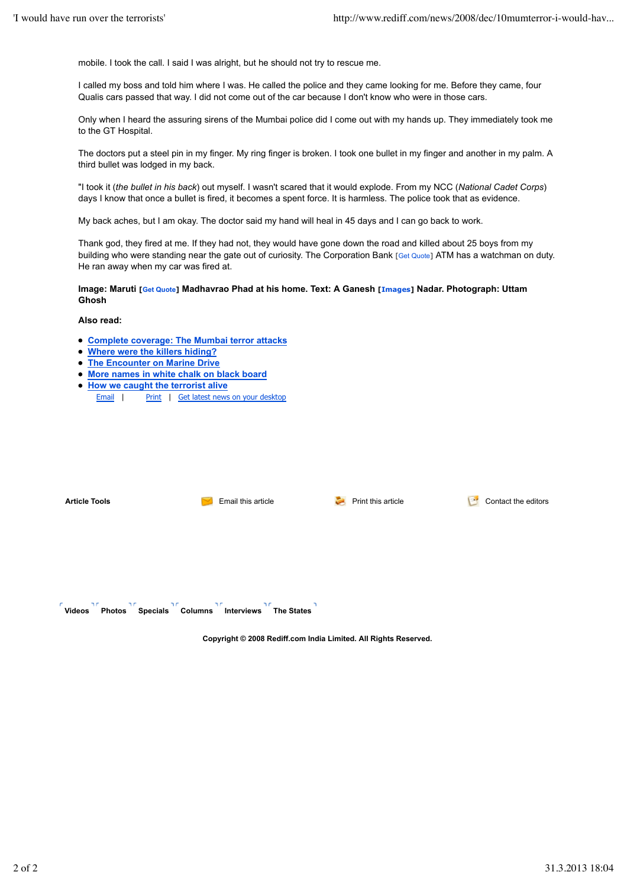mobile. I took the call. I said I was alright, but he should not try to rescue me.

I called my boss and told him where I was. He called the police and they came looking for me. Before they came, four Qualis cars passed that way. I did not come out of the car because I don't know who were in those cars.

Only when I heard the assuring sirens of the Mumbai police did I come out with my hands up. They immediately took me to the GT Hospital.

The doctors put a steel pin in my finger. My ring finger is broken. I took one bullet in my finger and another in my palm. A third bullet was lodged in my back.

"I took it (*the bullet in his back*) out myself. I wasn't scared that it would explode. From my NCC (*National Cadet Corps*) days I know that once a bullet is fired, it becomes a spent force. It is harmless. The police took that as evidence.

My back aches, but I am okay. The doctor said my hand will heal in 45 days and I can go back to work.

Thank god, they fired at me. If they had not, they would have gone down the road and killed about 25 boys from my building who were standing near the gate out of curiosity. The Corporation Bank [Get Quote] ATM has a watchman on duty. He ran away when my car was fired at.

**Image: Maruti [Get Quote] Madhavrao Phad at his home. Text: A Ganesh [Images] Nadar. Photograph: Uttam Ghosh**

**Also read:**

- **Complete coverage: The Mumbai terror attacks**
- **Where were the killers hiding?**
- **The Encounter on Marine Drive**
- **More names in white chalk on black board**
- **How we caught the terrorist alive**

Email | Print | Get latest news on your desktop

**Article Tools** Email this article Print this article Contact the editors

**Videos** **Photos** **Specials** **Columns** **Interviews** **The States**

**Copyright © 2008 Rediff.com India Limited. All Rights Reserved.**